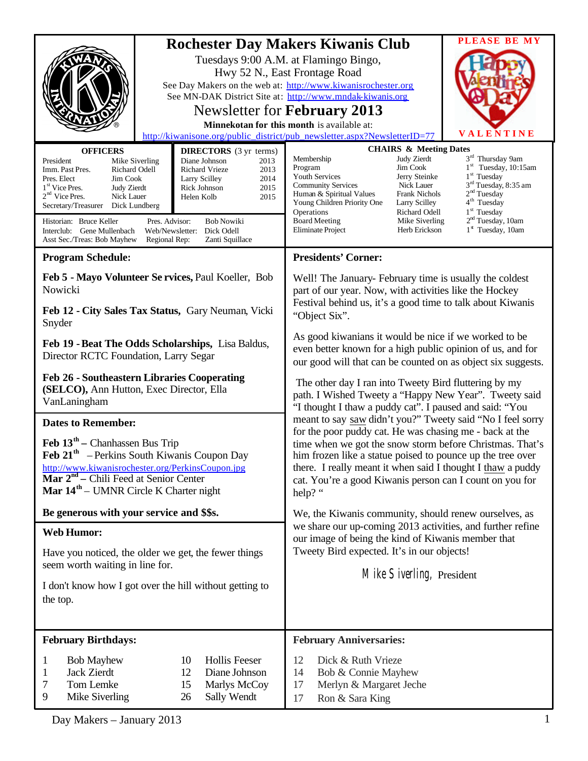# Rochester Day Makers Kiwanis Club

Tuesdays 9:00 A.M. at Flamingo Bingo,
Hwy 52 N., East Frontage Road

See Day Makers on the web at: http://www.kiwanisrochester.org
See MN-DAK District Site at: http://www.mndak-kiwanis.org

## Newsletter for **February 2013**

**Minnekotan for this month** is available at:
http://kiwanisone.org/public_district/pub_newsletter.aspx?NewsletterID=77

PLEASE BE MY VALENTINE

| OFFICERS | |
|---|---|
| President | Mike Siverling |
| Imm. Past Pres. | Richard Odell |
| Pres. Elect | Jim Cook |
| 1st Vice Pres. | Judy Zierdt |
| 2nd Vice Pres. | Nick Lauer |
| Secretary/Treasurer | Dick Lundberg |

| DIRECTORS (3 yr terms) | |
|---|---|
| Diane Johnson | 2013 |
| Richard Vrieze | 2013 |
| Larry Scilley | 2014 |
| Rick Johnson | 2015 |
| Helen Kolb | 2015 |

Historian: Bruce Keller | Pres. Advisor: Bob Nowiki
Interclub: Gene Mullenbach | Web/Newsletter: Dick Odell
Asst Sec./Treas: Bob Mayhew | Regional Rep: Zanti Squillace

| CHAIRS & Meeting Dates | | |
|---|---|---|
| Membership | Judy Zierdt | 3rd Thursday 9am |
| Program | Jim Cook | 1st Tuesday, 10:15am |
| Youth Services | Jerry Steinke | 1st Tuesday |
| Community Services | Nick Lauer | 3rd Tuesday, 8:35 am |
| Human & Spiritual Values | Frank Nichols | 2nd Tuesday |
| Young Children Priority One | Larry Scilley | 4th Tuesday |
| Operations | Richard Odell | 1st Tuesday |
| Board Meeting | Mike Siverling | 2nd Tuesday, 10am |
| Eliminate Project | Herb Erickson | 1st Tuesday, 10am |

## Program Schedule:

**Feb 5 - Mayo Volunteer Se rvices,** Paul Koeller, Bob Nowicki

**Feb 12 - City Sales Tax Status,** Gary Neuman, Vicki Snyder

**Feb 19 - Beat The Odds Scholarships,** Lisa Baldus, Director RCTC Foundation, Larry Segar

**Feb 26 - Southeastern Libraries Cooperating (SELCO),** Ann Hutton, Exec Director, Ella VanLaningham

## Dates to Remember:

**Feb 13th** – Chanhassen Bus Trip
**Feb 21st** – Perkins South Kiwanis Coupon Day
http://www.kiwanisrochester.org/PerkinsCoupon.jpg
**Mar 2nd** – Chili Feed at Senior Center
**Mar 14th** – UMNR Circle K Charter night

**Be generous with your service and $$s.**

## Web Humor:

Have you noticed, the older we get, the fewer things seem worth waiting in line for.

I don't know how I got over the hill without getting to the top.

## Presidents' Corner:

Well! The January- February time is usually the coldest part of our year. Now, with activities like the Hockey Festival behind us, it's a good time to talk about Kiwanis "Object Six".

As good kiwanians it would be nice if we worked to be even better known for a high public opinion of us, and for our good will that can be counted on as object six suggests.

The other day I ran into Tweety Bird fluttering by my path. I Wished Tweety a "Happy New Year". Tweety said "I thought I thaw a puddy cat". I paused and said: "You meant to say saw didn't you?" Tweety said "No I feel sorry for the poor puddy cat. He was chasing me - back at the time when we got the snow storm before Christmas. That's him frozen like a statue poised to pounce up the tree over there. I really meant it when said I thought I thaw a puddy cat. You're a good Kiwanis person can I count on you for help? "

We, the Kiwanis community, should renew ourselves, as we share our up-coming 2013 activities, and further refine our image of being the kind of Kiwanis member that Tweety Bird expected. It's in our objects!

*Mike Siverling*, President

## February Birthdays:

| | | | |
|---|---|---|---|
| 1 | Bob Mayhew | 10 | Hollis Feeser |
| 1 | Jack Zierdt | 12 | Diane Johnson |
| 7 | Tom Lemke | 15 | Marlys McCoy |
| 9 | Mike Siverling | 26 | Sally Wendt |

## February Anniversaries:

| | |
|---|---|
| 12 | Dick & Ruth Vrieze |
| 14 | Bob & Connie Mayhew |
| 17 | Merlyn & Margaret Jeche |
| 17 | Ron & Sara King |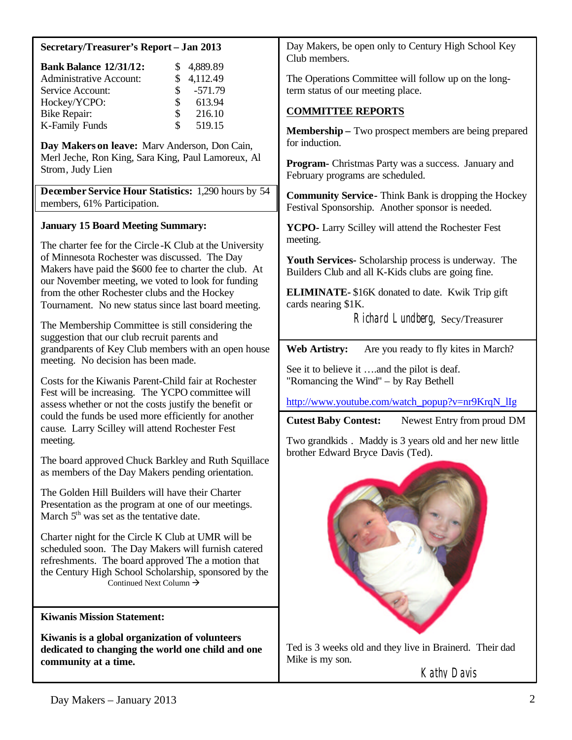**Secretary/Treasurer's Report – Jan 2013**

| **Bank Balance 12/31/12:** | $ 4,889.89 |
|---|---|
| Administrative Account: | $ 4,112.49 |
| Service Account: | $ -571.79 |
| Hockey/YCPO: | $ 613.94 |
| Bike Repair: | $ 216.10 |
| K-Family Funds | $ 519.15 |

**Day Makers on leave:** Marv Anderson, Don Cain, Merl Jeche, Ron King, Sara King, Paul Lamoreux, Al Strom, Judy Lien

**December Service Hour Statistics:** 1,290 hours by 54 members, 61% Participation.

**January 15 Board Meeting Summary:**

The charter fee for the Circle-K Club at the University of Minnesota Rochester was discussed. The Day Makers have paid the $600 fee to charter the club. At our November meeting, we voted to look for funding from the other Rochester clubs and the Hockey Tournament. No new status since last board meeting.

The Membership Committee is still considering the suggestion that our club recruit parents and grandparents of Key Club members with an open house meeting. No decision has been made.

Costs for the Kiwanis Parent-Child fair at Rochester Fest will be increasing. The YCPO committee will assess whether or not the costs justify the benefit or could the funds be used more efficiently for another cause. Larry Scilley will attend Rochester Fest meeting.

The board approved Chuck Barkley and Ruth Squillace as members of the Day Makers pending orientation.

The Golden Hill Builders will have their Charter Presentation as the program at one of our meetings. March 5th was set as the tentative date.

Charter night for the Circle K Club at UMR will be scheduled soon. The Day Makers will furnish catered refreshments. The board approved The a motion that the Century High School Scholarship, sponsored by the Day Makers, be open only to Century High School Key Club members.

The Operations Committee will follow up on the long-term status of our meeting place.

**COMMITTEE REPORTS**

**Membership –** Two prospect members are being prepared for induction.

**Program-** Christmas Party was a success. January and February programs are scheduled.

**Community Service-** Think Bank is dropping the Hockey Festival Sponsorship. Another sponsor is needed.

**YCPO-** Larry Scilley will attend the Rochester Fest meeting.

**Youth Services-** Scholarship process is underway. The Builders Club and all K-Kids clubs are going fine.

**ELIMINATE-** $16K donated to date. Kwik Trip gift cards nearing $1K.

Richard Lundberg, Secy/Treasurer

**Kiwanis Mission Statement:**

**Kiwanis is a global organization of volunteers dedicated to changing the world one child and one community at a time.**

**Web Artistry:** Are you ready to fly kites in March?

See it to believe it ….and the pilot is deaf.
"Romancing the Wind" – by Ray Bethell

http://www.youtube.com/watch_popup?v=nr9KrqN_lIg

**Cutest Baby Contest:** Newest Entry from proud DM

Two grandkids . Maddy is 3 years old and her new little brother Edward Bryce Davis (Ted).

Ted is 3 weeks old and they live in Brainerd. Their dad Mike is my son.

Kathy Davis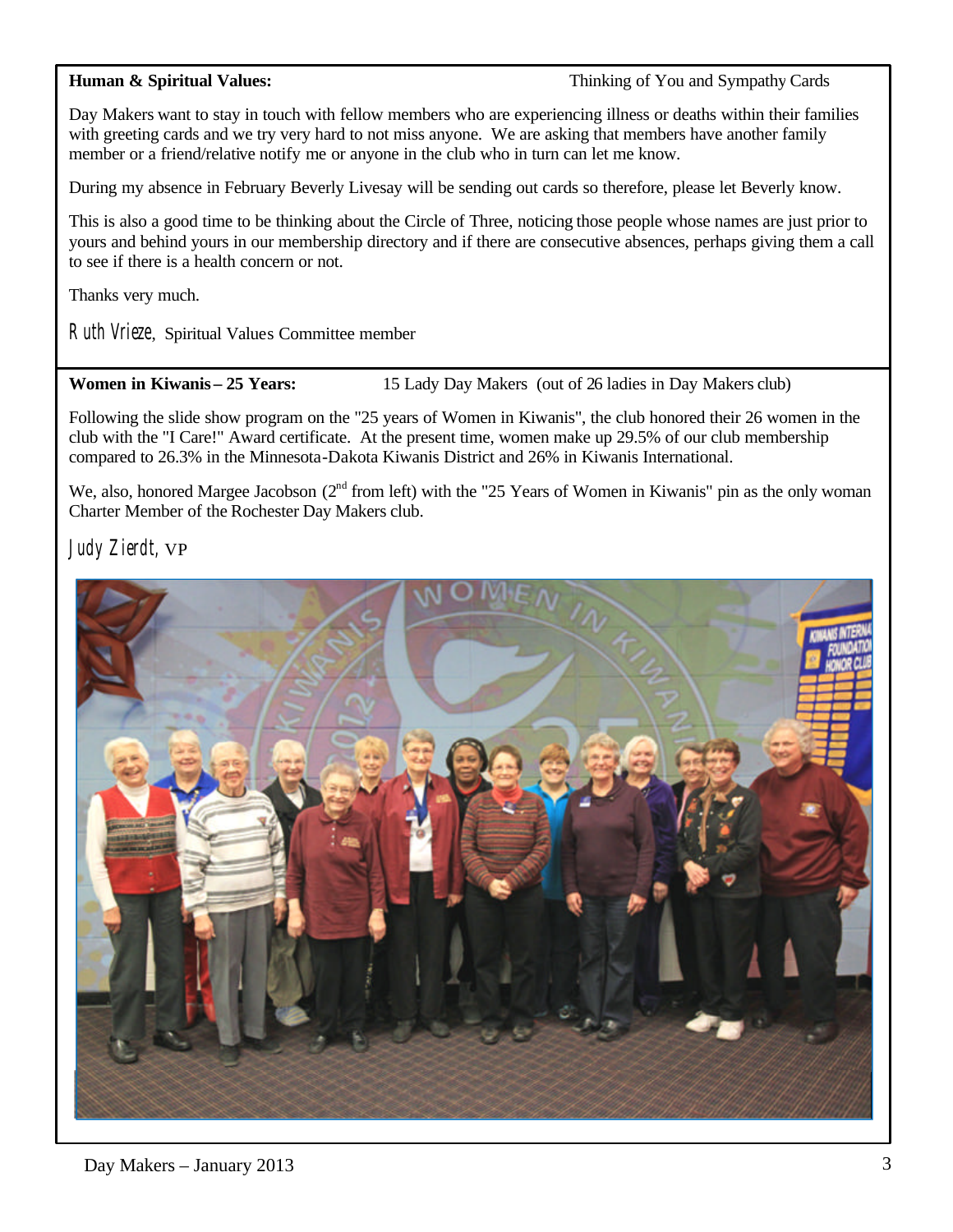**Human & Spiritual Values:** Thinking of You and Sympathy Cards

Day Makers want to stay in touch with fellow members who are experiencing illness or deaths within their families with greeting cards and we try very hard to not miss anyone. We are asking that members have another family member or a friend/relative notify me or anyone in the club who in turn can let me know.

During my absence in February Beverly Livesay will be sending out cards so therefore, please let Beverly know.

This is also a good time to be thinking about the Circle of Three, noticing those people whose names are just prior to yours and behind yours in our membership directory and if there are consecutive absences, perhaps giving them a call to see if there is a health concern or not.

Thanks very much.

*Ruth Vrieze*, Spiritual Values Committee member

**Women in Kiwanis – 25 Years:** 15 Lady Day Makers (out of 26 ladies in Day Makers club)

Following the slide show program on the "25 years of Women in Kiwanis", the club honored their 26 women in the club with the "I Care!" Award certificate. At the present time, women make up 29.5% of our club membership compared to 26.3% in the Minnesota-Dakota Kiwanis District and 26% in Kiwanis International.

We, also, honored Margee Jacobson (2nd from left) with the "25 Years of Women in Kiwanis" pin as the only woman Charter Member of the Rochester Day Makers club.

*Judy Zierdt*, VP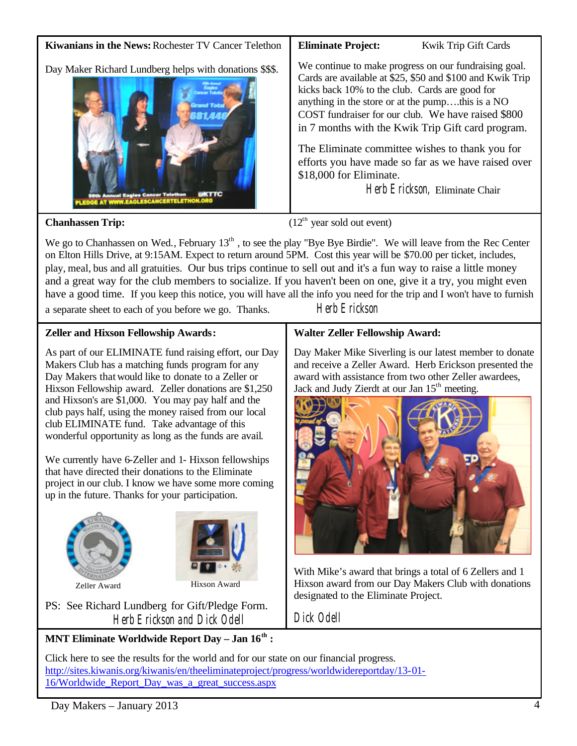**Kiwanians in the News:** Rochester TV Cancer Telethon

Day Maker Richard Lundberg helps with donations $$$.

**Eliminate Project:** Kwik Trip Gift Cards

We continue to make progress on our fundraising goal. Cards are available at $25, $50 and $100 and Kwik Trip kicks back 10% to the club. Cards are good for anything in the store or at the pump….this is a NO COST fundraiser for our club. We have raised $800 in 7 months with the Kwik Trip Gift card program.

The Eliminate committee wishes to thank you for efforts you have made so far as we have raised over $18,000 for Eliminate.

Herb Erickson, Eliminate Chair

**Chanhassen Trip:** (12th year sold out event)

We go to Chanhassen on Wed., February 13th , to see the play "Bye Bye Birdie". We will leave from the Rec Center on Elton Hills Drive, at 9:15AM. Expect to return around 5PM. Cost this year will be $70.00 per ticket, includes, play, meal, bus and all gratuities. Our bus trips continue to sell out and it's a fun way to raise a little money and a great way for the club members to socialize. If you haven't been on one, give it a try, you might even have a good time. If you keep this notice, you will have all the info you need for the trip and I won't have to furnish a separate sheet to each of you before we go. Thanks. Herb Erickson

**Zeller and Hixson Fellowship Awards:**

As part of our ELIMINATE fund raising effort, our Day Makers Club has a matching funds program for any Day Makers that would like to donate to a Zeller or Hixson Fellowship award. Zeller donations are $1,250 and Hixson's are $1,000. You may pay half and the club pays half, using the money raised from our local club ELIMINATE fund. Take advantage of this wonderful opportunity as long as the funds are avail.

We currently have 6-Zeller and 1- Hixson fellowships that have directed their donations to the Eliminate project in our club. I know we have some more coming up in the future. Thanks for your participation.

Zeller Award

Hixson Award

PS: See Richard Lundberg for Gift/Pledge Form.

Herb Erickson and Dick Odell

**Walter Zeller Fellowship Award:**

Day Maker Mike Siverling is our latest member to donate and receive a Zeller Award. Herb Erickson presented the award with assistance from two other Zeller awardees, Jack and Judy Zierdt at our Jan 15th meeting.

With Mike's award that brings a total of 6 Zellers and 1 Hixson award from our Day Makers Club with donations designated to the Eliminate Project.

Dick Odell

**MNT Eliminate Worldwide Report Day – Jan 16th :**

Click here to see the results for the world and for our state on our financial progress.
http://sites.kiwanis.org/kiwanis/en/theeliminateproject/progress/worldwidereportday/13-01-16/Worldwide_Report_Day_was_a_great_success.aspx

Day Makers – January 2013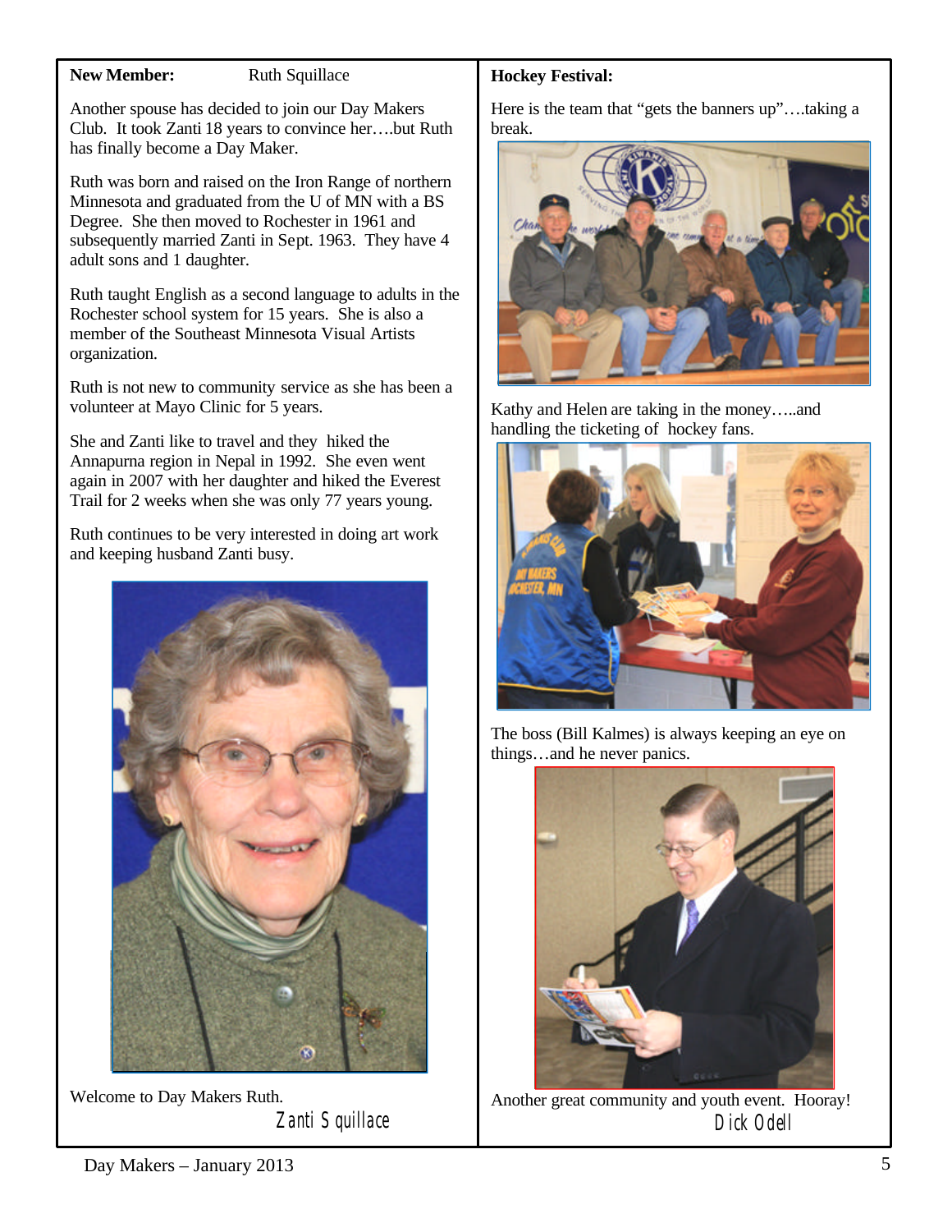**New Member:** Ruth Squillace

Another spouse has decided to join our Day Makers Club. It took Zanti 18 years to convince her….but Ruth has finally become a Day Maker.

Ruth was born and raised on the Iron Range of northern Minnesota and graduated from the U of MN with a BS Degree. She then moved to Rochester in 1961 and subsequently married Zanti in Sept. 1963. They have 4 adult sons and 1 daughter.

Ruth taught English as a second language to adults in the Rochester school system for 15 years. She is also a member of the Southeast Minnesota Visual Artists organization.

Ruth is not new to community service as she has been a volunteer at Mayo Clinic for 5 years.

She and Zanti like to travel and they hiked the Annapurna region in Nepal in 1992. She even went again in 2007 with her daughter and hiked the Everest Trail for 2 weeks when she was only 77 years young.

Ruth continues to be very interested in doing art work and keeping husband Zanti busy.

Welcome to Day Makers Ruth.

Zanti Squillace

**Hockey Festival:**

Here is the team that "gets the banners up"….taking a break.

Kathy and Helen are taking in the money…..and handling the ticketing of hockey fans.

The boss (Bill Kalmes) is always keeping an eye on things…and he never panics.

Another great community and youth event. Hooray!

Dick Odell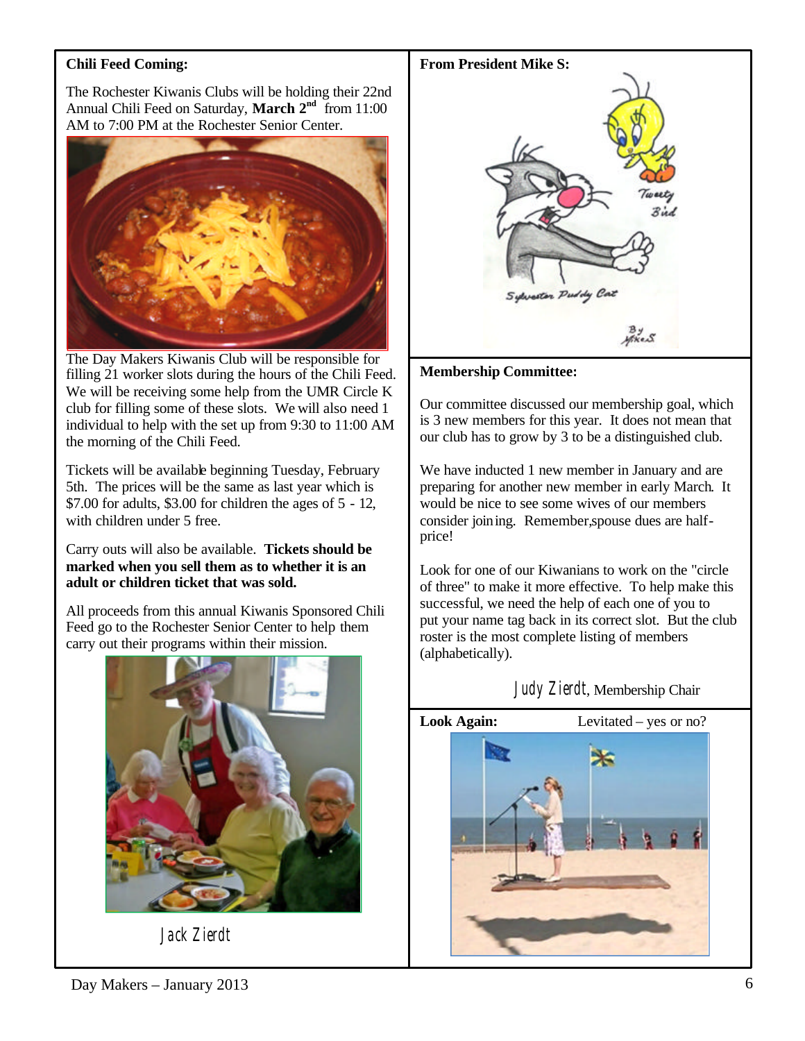**Chili Feed Coming:**

The Rochester Kiwanis Clubs will be holding their 22nd Annual Chili Feed on Saturday, **March 2nd** from 11:00 AM to 7:00 PM at the Rochester Senior Center.

The Day Makers Kiwanis Club will be responsible for filling 21 worker slots during the hours of the Chili Feed. We will be receiving some help from the UMR Circle K club for filling some of these slots. We will also need 1 individual to help with the set up from 9:30 to 11:00 AM the morning of the Chili Feed.

Tickets will be available beginning Tuesday, February 5th. The prices will be the same as last year which is $7.00 for adults, $3.00 for children the ages of 5 - 12, with children under 5 free.

Carry outs will also be available. **Tickets should be marked when you sell them as to whether it is an adult or children ticket that was sold.**

All proceeds from this annual Kiwanis Sponsored Chili Feed go to the Rochester Senior Center to help them carry out their programs within their mission.

Jack Zierdt

**From President Mike S:**

**Membership Committee:**

Our committee discussed our membership goal, which is 3 new members for this year. It does not mean that our club has to grow by 3 to be a distinguished club.

We have inducted 1 new member in January and are preparing for another new member in early March. It would be nice to see some wives of our members consider joining. Remember, spouse dues are half-price!

Look for one of our Kiwanians to work on the "circle of three" to make it more effective. To help make this successful, we need the help of each one of you to put your name tag back in its correct slot. But the club roster is the most complete listing of members (alphabetically).

Judy Zierdt, Membership Chair

**Look Again:** Levitated – yes or no?